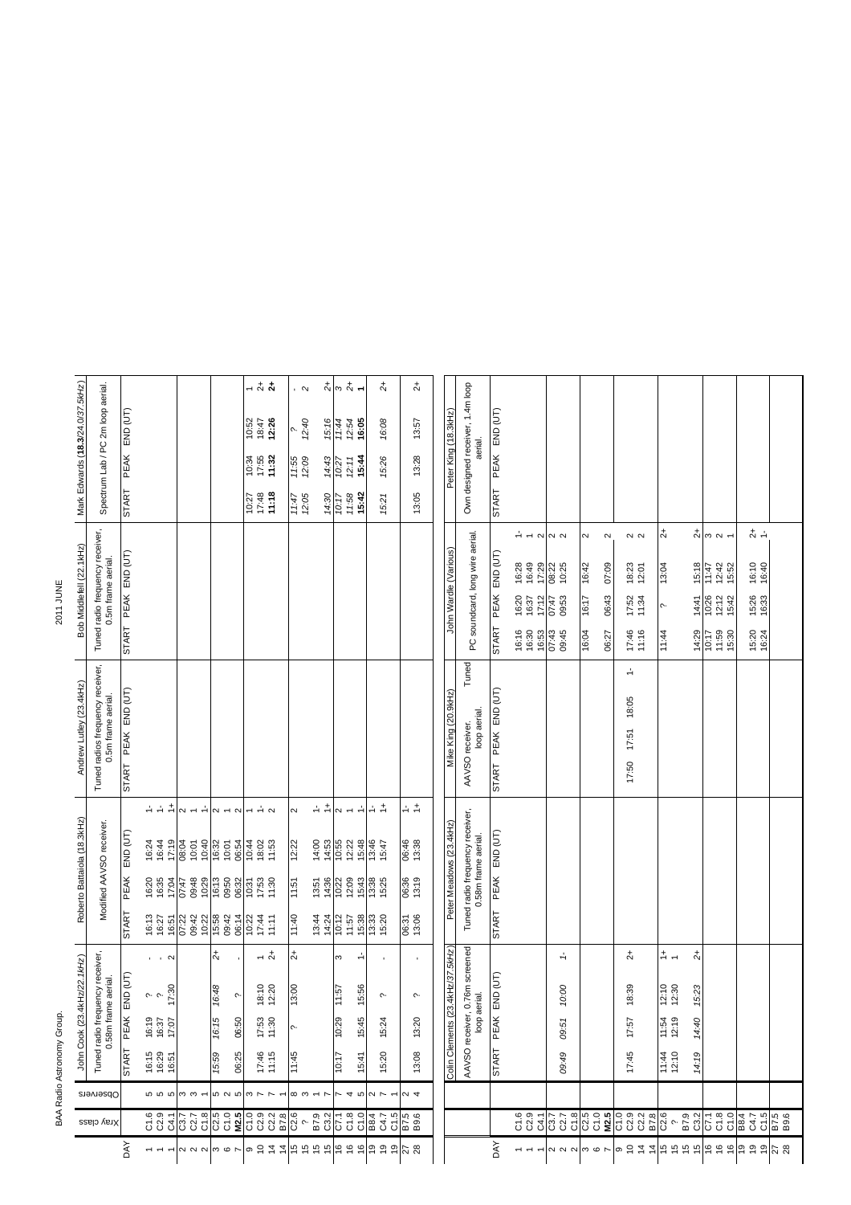BAA Radio Astronomy Group.

2011 JUNE

| DAY | Xray class | Observers | John Cook (23.4kHz/22.1kHz) | | | | Roberto Battaiola (18.3kHz) | | | | Andrew Lutley (23.4kHz) | | | | Bob Middlefell (22.1kHz) | | | | Mark Edwards (**18.3**/24.0/37.5kHz) | | | |
|---|---|---|---|---|---|---|---|---|---|---|---|---|---|---|---|---|---|---|---|---|---|---|
| | | | Tuned radio frequency receiver, 0.58m frame aerial. | | | | Modified AAVSO receiver. | | | | Tuned radios frequency receiver, 0.5m frame aerial. | | | | Tuned radio frequency receiver, 0.5m frame aerial. | | | | Spectrum Lab / PC 2m loop aerial. | | | |
| | | | START | PEAK | END (UT) | | START | PEAK | END (UT) | | START | PEAK | END (UT) | | START | PEAK | END (UT) | | START | PEAK | END (UT) | |
| 1 | C1.6 | 5 | 16:15 | 16:19 | ? | - | 16:13 | 16:20 | 16:24 | 1- | | | | | | | | | | | | |
| 1 | C2.9 | 5 | 16:29 | 16:37 | ? | - | 16:27 | 16:35 | 16:44 | 1- | | | | | | | | | | | | |
| 1 | C4.1 | 5 | 16:51 | 17:07 | 17:30 | 2 | 16:51 | 17:04 | 17:19 | 1+ | | | | | | | | | | | | |
| 2 | C3.7 | 3 | | | | | 07:22 | 07:47 | 08:04 | 2 | | | | | | | | | | | | |
| 2 | C2.7 | 3 | | | | | 09:42 | 09:48 | 10:01 | 1 | | | | | | | | | | | | |
| 2 | C1.8 | 1 | | | | | 10:22 | 10:29 | 10:40 | 1- | | | | | | | | | | | | |
| 3 | C2.5 | 5 | 15:59 | 16:15 | 16:48 | 2+ | 15:58 | 16:13 | 16:32 | 2 | | | | | | | | | | | | |
| 6 | C1.0 | 2 | | | | | 09:42 | 09:50 | 10:01 | 1 | | | | | | | | | | | | |
| 7 | **M2.5** | 5 | 06:25 | 06:50 | ? | - | 06:14 | 06:32 | 06:54 | 2 | | | | | | | | | | | | |
| 9 | C1.0 | 3 | | | | | 10:22 | 10:31 | 10:44 | 1 | | | | | | | | | 10:27 | 10:34 | 10:52 | 1 |
| 10 | C2.9 | 7 | 17:46 | 17:53 | 18:10 | 1 | 17:44 | 17:53 | 18:02 | 1- | | | | | | | | | 17:48 | 17:55 | 18:47 | 2+ |
| 14 | C2.2 | 7 | 11:15 | 11:30 | 12:20 | 2+ | 11:11 | 11:30 | 11:53 | 2 | | | | | | | | | **11:18** | **11:32** | **12:26** | **2+** |
| 14 | B7.8 | 1 | | | | | | | | | | | | | | | | | | | | |
| 15 | C2.6 | 8 | 11:45 | ? | 13:00 | 2+ | 11:40 | 11:51 | 12:22 | 2 | | | | | | | | | 11:47 | 11:55 | ? | - |
| 15 | ? | 3 | | | | | | | | | | | | | | | | | 12:05 | 12:09 | 12:40 | 2 |
| 15 | B7.9 | 1 | | | | | 13:44 | 13:51 | 14:00 | 1- | | | | | | | | | | | | |
| 15 | C3.2 | 7 | | | | | 14:24 | 14:36 | 14:53 | 1+ | | | | | | | | | 14:30 | 14:43 | 15:16 | 2+ |
| 16 | C7.1 | 7 | 10:17 | 10:29 | 11:57 | 3 | 10:12 | 10:22 | 10:55 | 2 | | | | | | | | | 10:17 | 10:27 | 11:44 | 3 |
| 16 | C1.8 | 4 | | | | | 11:57 | 12:09 | 12:22 | 1 | | | | | | | | | 11:58 | 12:11 | 12:54 | 2+ |
| 16 | C1.0 | 5 | 15:41 | 15:45 | 15:56 | 1- | 15:38 | 15:43 | 15:48 | 1- | | | | | | | | | **15:42** | **15:44** | **16:05** | **1** |
| 19 | B8.4 | 2 | | | | | 13:33 | 13:38 | 13:46 | 1- | | | | | | | | | | | | |
| 19 | C4.7 | 7 | 15:20 | 15:24 | ? | - | 15:20 | 15:25 | 15:47 | 1+ | | | | | | | | | 15:21 | 15:26 | 16:08 | 2+ |
| 19 | C1.5 | 1 | | | | | | | | | | | | | | | | | | | | |
| 27 | B7.5 | 2 | | | | | 06:31 | 06:36 | 06:46 | 1- | | | | | | | | | | | | |
| 28 | B9.6 | 4 | 13:08 | 13:20 | ? | - | 13:06 | 13:19 | 13:38 | 1+ | | | | | | | | | 13:05 | 13:28 | 13:57 | 2+ |

| DAY | Xray class | Colin Clements (23.4kHz/37.5kHz) | | | | Peter Meadows (23.4kHz) | | | | Mike King (20.9kHz) | | | | John Wardle (Various) | | | | Peter King (18.3kHz) | | | |
|---|---|---|---|---|---|---|---|---|---|---|---|---|---|---|---|---|---|---|---|---|---|
| | | AAVSO receiver, 0.76m screened loop aerial. | | | | Tuned radio frequency receiver, 0.58m frame aerial. | | | | AAVSO receiver. Tuned loop aerial. | | | | PC soundcard, long wire aerial. | | | | Own designed receiver, 1.4m loop aerial. | | | |
| | | START | PEAK | END (UT) | | START | PEAK | END (UT) | | START | PEAK | END (UT) | | START | PEAK | END (UT) | | START | PEAK | END (UT) | |
| 1 | C1.6 | | | | | | | | | | | | | 16:16 | 16:20 | 16:28 | 1- | | | | |
| 1 | C2.9 | | | | | | | | | | | | | 16:30 | 16:37 | 16:49 | 1 | | | | |
| 1 | C4.1 | | | | | | | | | | | | | 16:53 | 17:12 | 17:29 | 2 | | | | |
| 2 | C3.7 | | | | | | | | | | | | | 07:43 | 07:47 | 08:22 | 2 | | | | |
| 2 | C2.7 | 09:49 | 09:51 | 10:00 | 1- | | | | | | | | | 09:45 | 09:53 | 10:25 | 2 | | | | |
| 2 | C1.8 | | | | | | | | | | | | | | | | | | | | |
| 3 | C2.5 | | | | | | | | | | | | | 16:04 | 16:17 | 16:42 | 2 | | | | |
| 6 | C1.0 | | | | | | | | | | | | | | | | | | | | |
| 7 | **M2.5** | | | | | | | | | | | | | 06:27 | 06:43 | 07:09 | 2 | | | | |
| 9 | C1.0 | | | | | | | | | | | | | | | | | | | | |
| 10 | C2.9 | 17:45 | 17:57 | 18:39 | 2+ | | | | | 17:50 | 17:51 | 18:05 | 1- | 17:46 | 17:52 | 18:23 | 2 | | | | |
| 14 | C2.2 | | | | | | | | | | | | | 11:16 | 11:34 | 12:01 | 2 | | | | |
| 14 | B7.8 | | | | | | | | | | | | | | | | | | | | |
| 15 | C2.6 | 11:44 | 11:54 | 12:10 | 1+ | | | | | | | | | 11:44 | ? | 13:04 | 2+ | | | | |
| 15 | ? | 12:10 | 12:19 | 12:30 | 1 | | | | | | | | | | | | | | | | |
| 15 | B7.9 | | | | | | | | | | | | | | | | | | | | |
| 15 | C3.2 | 14:19 | 14:40 | 15:23 | 2+ | | | | | | | | | 14:29 | 14:41 | 15:18 | 2+ | | | | |
| 16 | C7.1 | | | | | | | | | | | | | 10:17 | 10:26 | 11:47 | 3 | | | | |
| 16 | C1.8 | | | | | | | | | | | | | 11:59 | 12:12 | 12:42 | 2 | | | | |
| 16 | C1.0 | | | | | | | | | | | | | 15:30 | 15:42 | 15:52 | 1 | | | | |
| 19 | B8.4 | | | | | | | | | | | | | | | | | | | | |
| 19 | C4.7 | | | | | | | | | | | | | 15:20 | 15:26 | 16:10 | 2+ | | | | |
| 19 | C1.5 | | | | | | | | | | | | | 16:24 | 16:33 | 16:40 | 1- | | | | |
| 27 | B7.5 | | | | | | | | | | | | | | | | | | | | |
| 28 | B9.6 | | | | | | | | | | | | | | | | | | | | |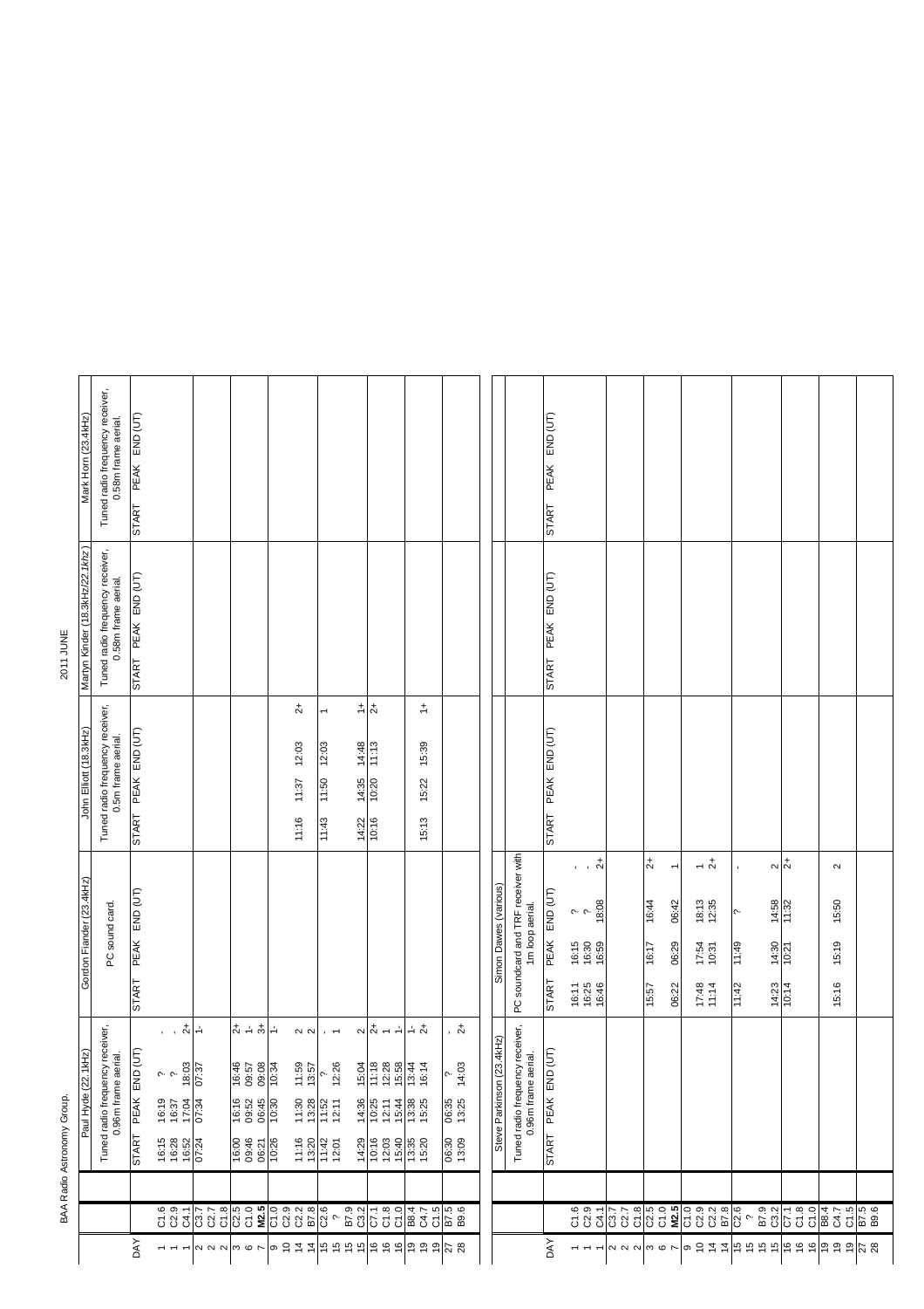BAA Radio Astronomy Group.

2011 JUNE

| DAY | | Paul Hyde (22.1kHz) | | | | Gordon Fiander (23.4kHz) | | | | John Elliott (18.3kHz) | | | | Martyn Kinder (18.3kHz/22.1khz) | | | | Mark Horn (23.4kHz) | | | |
|---|---|---|---|---|---|---|---|---|---|---|---|---|---|---|---|---|---|---|---|---|---|
| | | Tuned radio frequency receiver, 0.96m frame aerial. | | | | PC sound card. | | | | Tuned radio frequency receiver, 0.5m frame aerial. | | | | Tuned radio frequency receiver, 0.58m frame aerial. | | | | Tuned radio frequency receiver, 0.58m frame aerial. | | | |
| | | START | PEAK | END (UT) | | START | PEAK | END (UT) | | START | PEAK | END (UT) | | START | PEAK | END (UT) | | START | PEAK | END (UT) | |
| 1 | C1.6 | 16:15 | 16:19 | ? | - | | | | | | | | | | | | | | | | |
| 1 | C2.9 | 16:28 | 16:37 | ? | - | | | | | | | | | | | | | | | | |
| 1 | C4.1 | 16:52 | 17:04 | 18:03 | 2+ | | | | | | | | | | | | | | | | |
| 2 | C3.7 | 07:24 | 07:34 | 07:37 | 1- | | | | | | | | | | | | | | | | |
| 2 | C2.7 | | | | | | | | | | | | | | | | | | | | |
| 2 | C1.8 | | | | | | | | | | | | | | | | | | | | |
| 3 | C2.5 | 16:00 | 16:16 | 16:46 | 2+ | | | | | | | | | | | | | | | | |
| 6 | C1.0 | 09:46 | 09:52 | 09:57 | 1- | | | | | | | | | | | | | | | | |
| 7 | **M2.5** | 06:21 | 06:45 | 09:08 | 3+ | | | | | | | | | | | | | | | | |
| 9 | C1.0 | 10:26 | 10:30 | 10:34 | 1- | | | | | | | | | | | | | | | | |
| 10 | C2.9 | | | | | | | | | | | | | | | | | | | | |
| 14 | C2.2 | 11:16 | 11:30 | 11:59 | 2 | | | | | 11:16 | 11:37 | 12:03 | 2+ | | | | | | | | |
| 14 | B7.8 | 13:20 | 13:28 | 13:57 | 2 | | | | | | | | | | | | | | | | |
| 15 | C2.6 | 11:42 | 11:52 | ? | - | | | | | 11:43 | 11:50 | 12:03 | 1 | | | | | | | | |
| 15 | ? | 12:01 | 12:11 | 12:26 | 1 | | | | | | | | | | | | | | | | |
| 15 | B7.9 | | | | | | | | | | | | | | | | | | | | |
| 15 | C3.2 | 14:29 | 14:36 | 15:04 | 2 | | | | | 14:22 | 14:35 | 14:48 | 1+ | | | | | | | | |
| 16 | C7.1 | 10:16 | 10:25 | 11:18 | 2+ | | | | | 10:16 | 10:20 | 11:13 | 2+ | | | | | | | | |
| 16 | C1.8 | 12:03 | 12:11 | 12:28 | 1 | | | | | | | | | | | | | | | | |
| 16 | C1.0 | 15:40 | 15:44 | 15:58 | 1- | | | | | | | | | | | | | | | | |
| 19 | B8.4 | 13:35 | 13:38 | 13:44 | 1- | | | | | | | | | | | | | | | | |
| 19 | C4.7 | 15:20 | 15:25 | 16:14 | 2+ | | | | | 15:13 | 15:22 | 15:39 | 1+ | | | | | | | | |
| 19 | C1.5 | | | | | | | | | | | | | | | | | | | | |
| 27 | B7.5 | 06:30 | 06:35 | ? | - | | | | | | | | | | | | | | | | |
| 28 | B9.6 | 13:09 | 13:25 | 14:03 | 2+ | | | | | | | | | | | | | | | | |

| DAY | | Steve Parkinson (23.4kHz) | | | | Simon Dawes (various) | | | | | | | | | | | | | | | |
|---|---|---|---|---|---|---|---|---|---|---|---|---|---|---|---|---|---|---|---|---|---|
| | | Tuned radio frequency receiver, 0.96m frame aerial. | | | | PC soundcard and TRF receiver with 1m loop aerial. | | | | | | | | | | | | | | | |
| | | START | PEAK | END (UT) | | START | PEAK | END (UT) | | START | PEAK | END (UT) | | START | PEAK | END (UT) | | START | PEAK | END (UT) | |
| 1 | C1.6 | | | | | 16:11 | 16:15 | ? | - | | | | | | | | | | | | |
| 1 | C2.9 | | | | | 16:25 | 16:30 | ? | - | | | | | | | | | | | | |
| 1 | C4.1 | | | | | 16:46 | 16:59 | 18:08 | 2+ | | | | | | | | | | | | |
| 2 | C3.7 | | | | | | | | | | | | | | | | | | | | |
| 2 | C2.7 | | | | | | | | | | | | | | | | | | | | |
| 2 | C1.8 | | | | | | | | | | | | | | | | | | | | |
| 3 | C2.5 | | | | | 15:57 | 16:17 | 16:44 | 2+ | | | | | | | | | | | | |
| 6 | C1.0 | | | | | | | | | | | | | | | | | | | | |
| 7 | **M2.5** | | | | | 06:22 | 06:29 | 06:42 | 1 | | | | | | | | | | | | |
| 9 | C1.0 | | | | | | | | | | | | | | | | | | | | |
| 10 | C2.9 | | | | | 17:48 | 17:54 | 18:13 | 1 | | | | | | | | | | | | |
| 14 | C2.2 | | | | | 11:14 | 10:31 | 12:35 | 2+ | | | | | | | | | | | | |
| 14 | B7.8 | | | | | | | | | | | | | | | | | | | | |
| 15 | C2.6 | | | | | 11:42 | 11:49 | ? | - | | | | | | | | | | | | |
| 15 | ? | | | | | | | | | | | | | | | | | | | | |
| 15 | B7.9 | | | | | | | | | | | | | | | | | | | | |
| 15 | C3.2 | | | | | 14:23 | 14:30 | 14:58 | 2 | | | | | | | | | | | | |
| 16 | C7.1 | | | | | 10:14 | 10:21 | 11:32 | 2+ | | | | | | | | | | | | |
| 16 | C1.8 | | | | | | | | | | | | | | | | | | | | |
| 16 | C1.0 | | | | | | | | | | | | | | | | | | | | |
| 19 | B8.4 | | | | | | | | | | | | | | | | | | | | |
| 19 | C4.7 | | | | | 15:16 | 15:19 | 15:50 | 2 | | | | | | | | | | | | |
| 19 | C1.5 | | | | | | | | | | | | | | | | | | | | |
| 27 | B7.5 | | | | | | | | | | | | | | | | | | | | |
| 28 | B9.6 | | | | | | | | | | | | | | | | | | | | |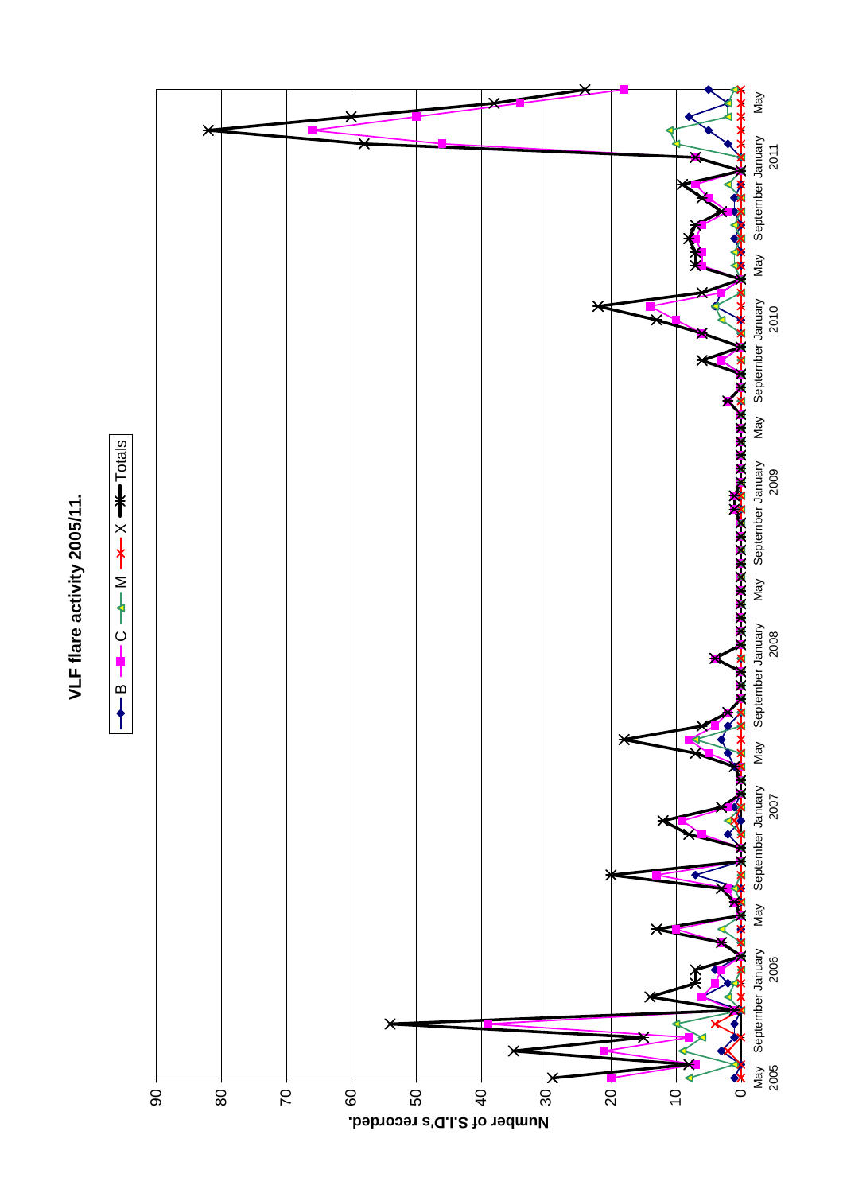**VLF flare activity 2005/11.**

B — C — M — X — Totals

Number of S.I.D's recorded.

0 10 20 30 40 50 60 70 80 90

May 2005 · September · January 2006 · May · September · January 2007 · May · September · January 2008 · May · September · January 2009 · May · September · January 2010 · May · September · January 2011 · May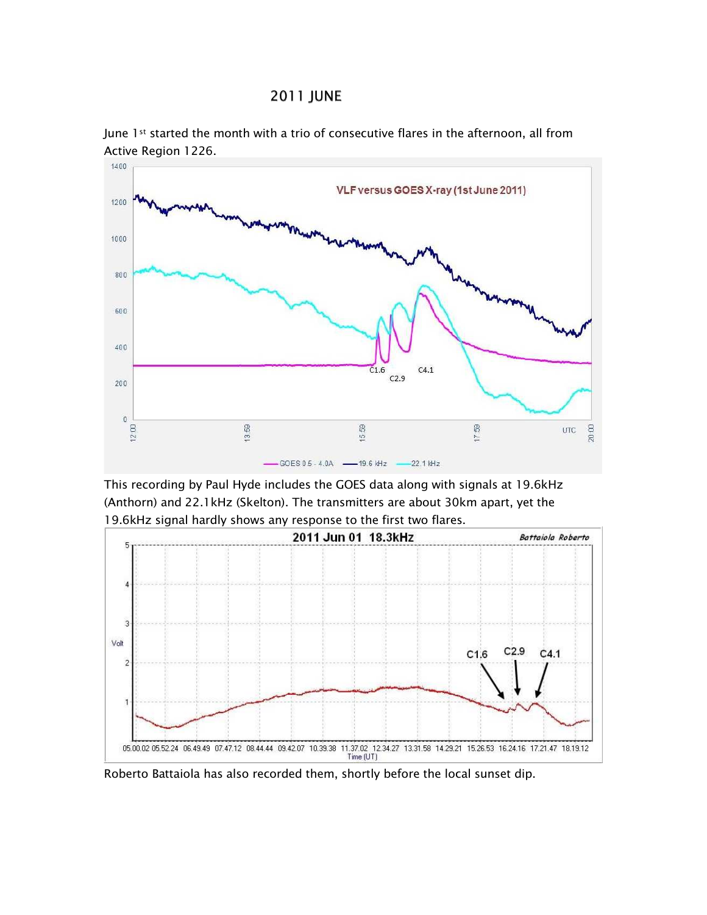# 2011 JUNE

June 1st started the month with a trio of consecutive flares in the afternoon, all from Active Region 1226.

This recording by Paul Hyde includes the GOES data along with signals at 19.6kHz (Anthorn) and 22.1kHz (Skelton). The transmitters are about 30km apart, yet the 19.6kHz signal hardly shows any response to the first two flares.

Roberto Battaiola has also recorded them, shortly before the local sunset dip.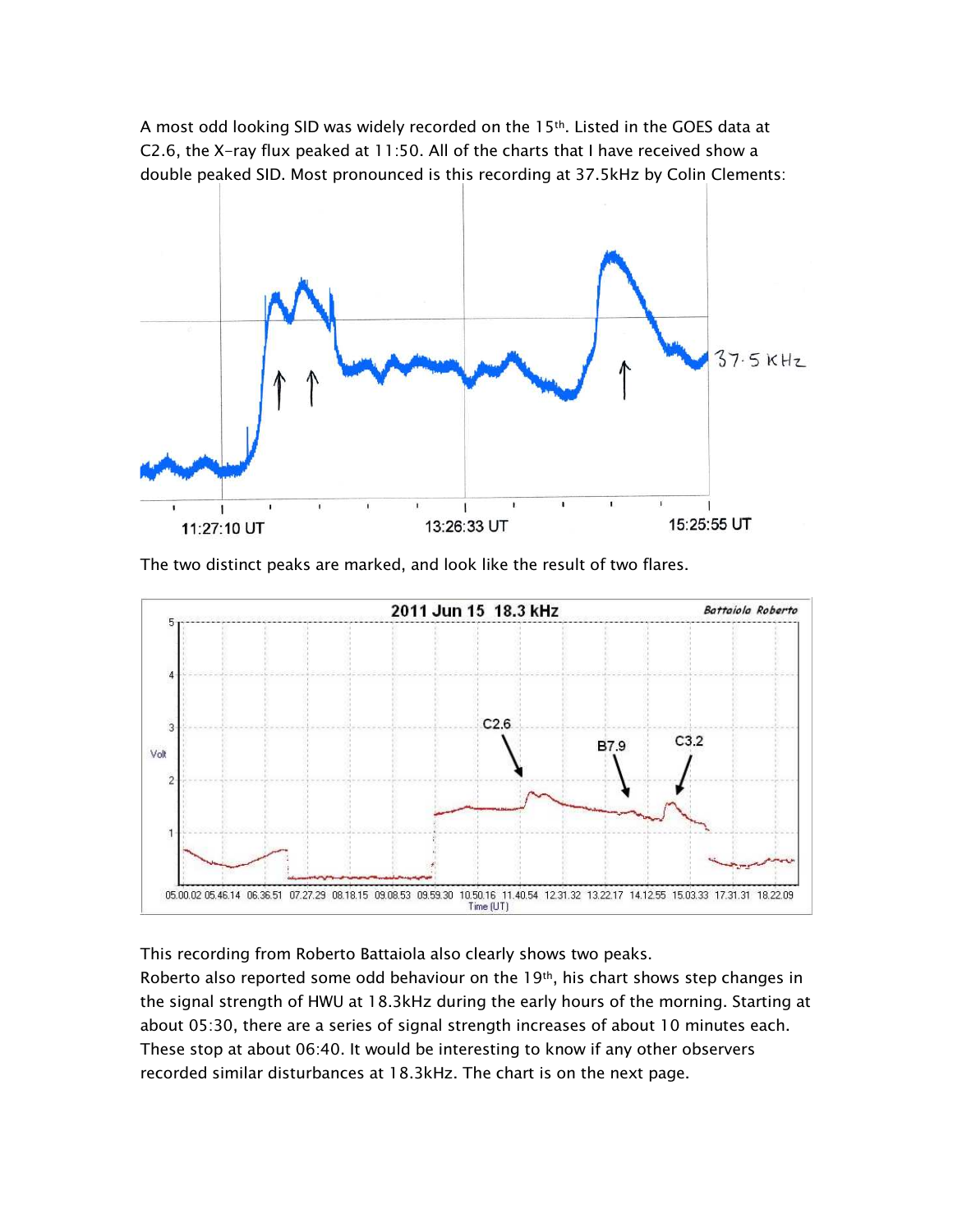A most odd looking SID was widely recorded on the 15th. Listed in the GOES data at C2.6, the X-ray flux peaked at 11:50. All of the charts that I have received show a double peaked SID. Most pronounced is this recording at 37.5kHz by Colin Clements:

The two distinct peaks are marked, and look like the result of two flares.

This recording from Roberto Battaiola also clearly shows two peaks.
Roberto also reported some odd behaviour on the 19th, his chart shows step changes in the signal strength of HWU at 18.3kHz during the early hours of the morning. Starting at about 05:30, there are a series of signal strength increases of about 10 minutes each. These stop at about 06:40. It would be interesting to know if any other observers recorded similar disturbances at 18.3kHz. The chart is on the next page.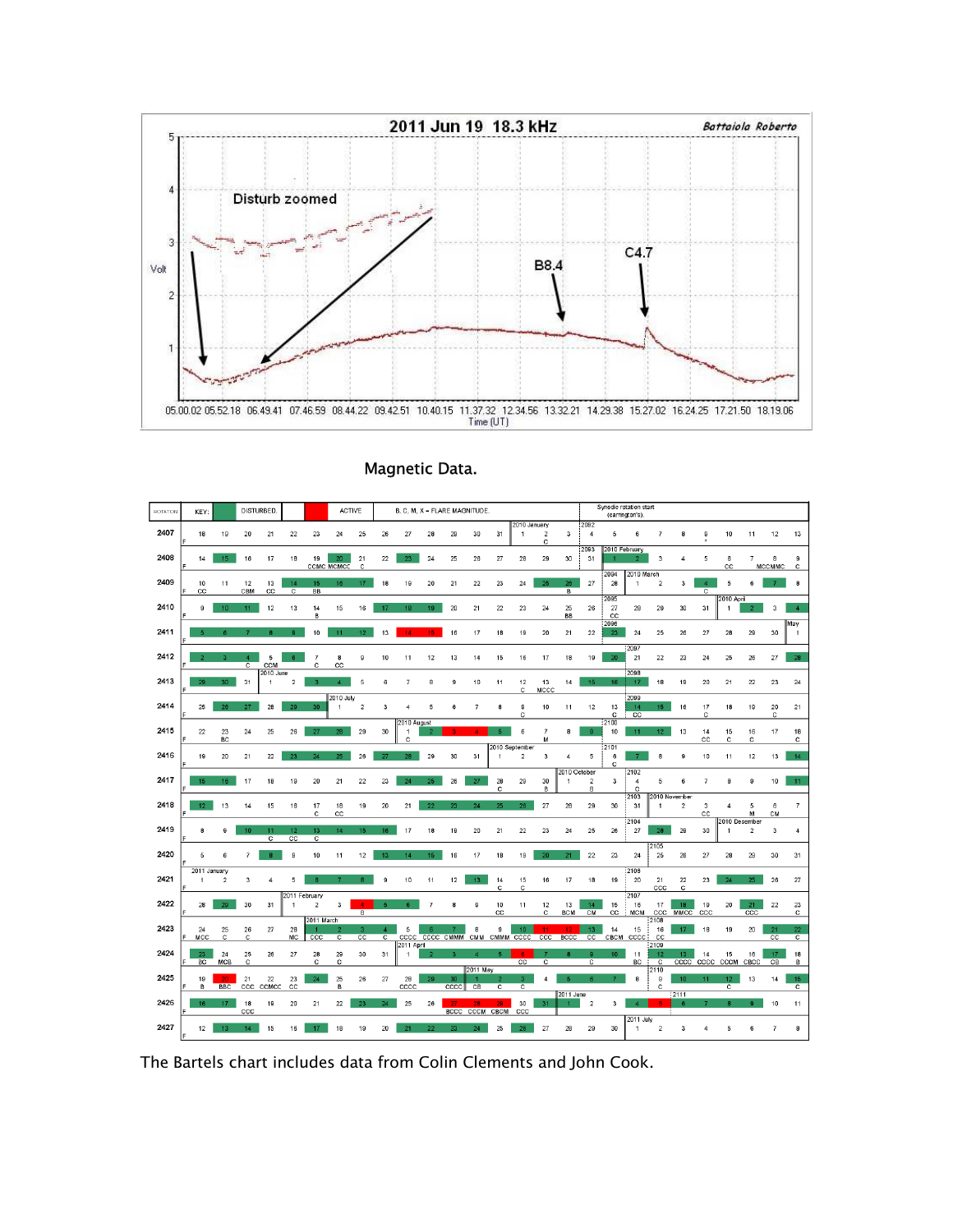Magnetic Data.

The Bartels chart includes data from Colin Clements and John Cook.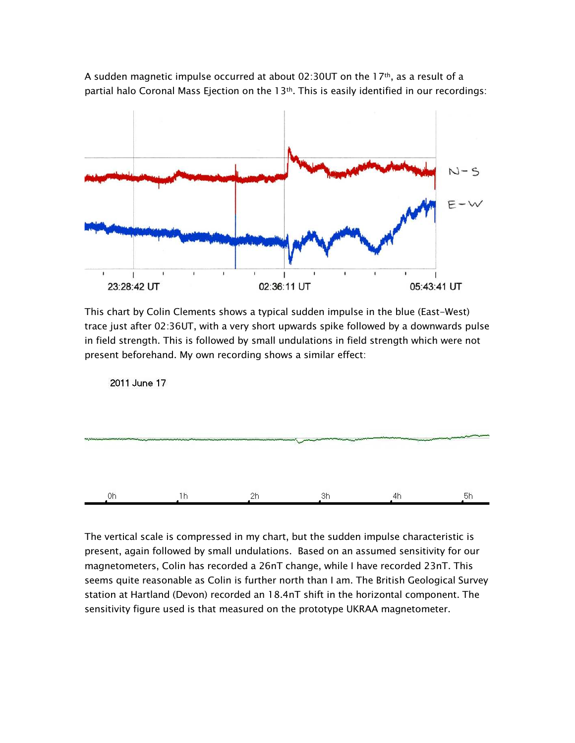A sudden magnetic impulse occurred at about 02:30UT on the 17th, as a result of a partial halo Coronal Mass Ejection on the 13th. This is easily identified in our recordings:

N-S

E-W

23:28:42 UT

02:36:11 UT

05:43:41 UT

This chart by Colin Clements shows a typical sudden impulse in the blue (East-West) trace just after 02:36UT, with a very short upwards spike followed by a downwards pulse in field strength. This is followed by small undulations in field strength which were not present beforehand. My own recording shows a similar effect:

2011 June 17

0h

1h

2h

3h

4h

5h

The vertical scale is compressed in my chart, but the sudden impulse characteristic is present, again followed by small undulations. Based on an assumed sensitivity for our magnetometers, Colin has recorded a 26nT change, while I have recorded 23nT. This seems quite reasonable as Colin is further north than I am. The British Geological Survey station at Hartland (Devon) recorded an 18.4nT shift in the horizontal component. The sensitivity figure used is that measured on the prototype UKRAA magnetometer.